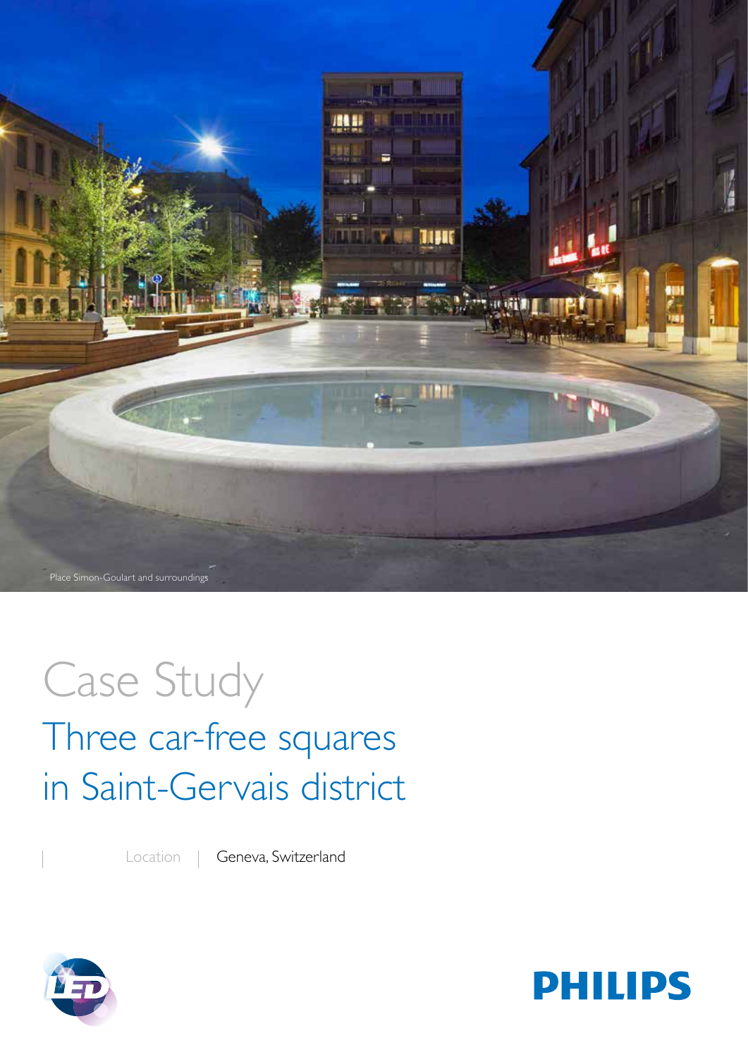Place Simon-Goulart and surroundings

# Case Study

## Three car-free squares in Saint-Gervais district

Location | Geneva, Switzerland

PHILIPS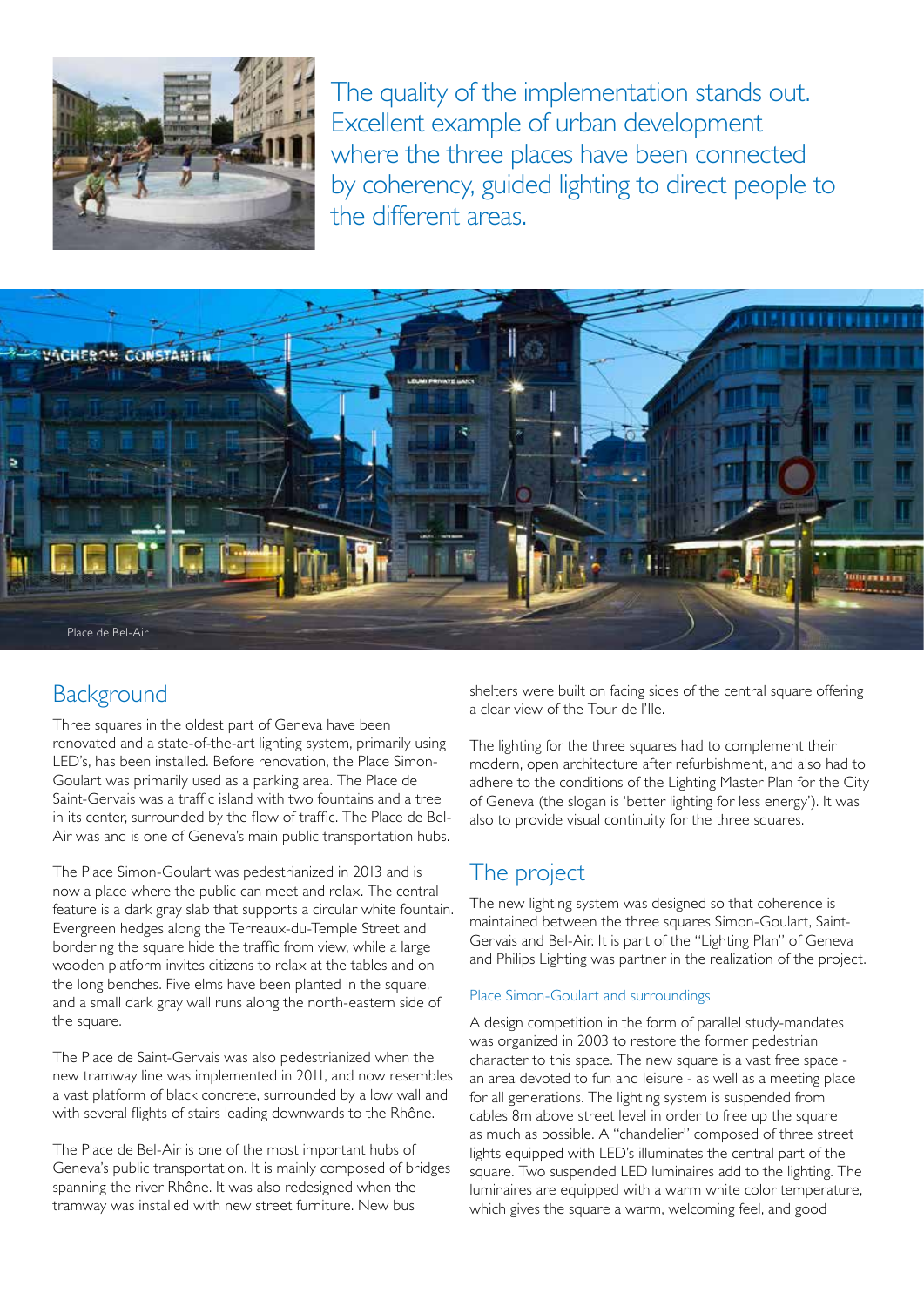The quality of the implementation stands out. Excellent example of urban development where the three places have been connected by coherency, guided lighting to direct people to the different areas.

Place de Bel-Air

## Background

Three squares in the oldest part of Geneva have been renovated and a state-of-the-art lighting system, primarily using LED's, has been installed. Before renovation, the Place Simon-Goulart was primarily used as a parking area. The Place de Saint-Gervais was a traffic island with two fountains and a tree in its center, surrounded by the flow of traffic. The Place de Bel-Air was and is one of Geneva's main public transportation hubs.

The Place Simon-Goulart was pedestrianized in 2013 and is now a place where the public can meet and relax. The central feature is a dark gray slab that supports a circular white fountain. Evergreen hedges along the Terreaux-du-Temple Street and bordering the square hide the traffic from view, while a large wooden platform invites citizens to relax at the tables and on the long benches. Five elms have been planted in the square, and a small dark gray wall runs along the north-eastern side of the square.

The Place de Saint-Gervais was also pedestrianized when the new tramway line was implemented in 2011, and now resembles a vast platform of black concrete, surrounded by a low wall and with several flights of stairs leading downwards to the Rhône.

The Place de Bel-Air is one of the most important hubs of Geneva's public transportation. It is mainly composed of bridges spanning the river Rhône. It was also redesigned when the tramway was installed with new street furniture. New bus shelters were built on facing sides of the central square offering a clear view of the Tour de l'Ile.

The lighting for the three squares had to complement their modern, open architecture after refurbishment, and also had to adhere to the conditions of the Lighting Master Plan for the City of Geneva (the slogan is 'better lighting for less energy'). It was also to provide visual continuity for the three squares.

## The project

The new lighting system was designed so that coherence is maintained between the three squares Simon-Goulart, Saint-Gervais and Bel-Air. It is part of the "Lighting Plan" of Geneva and Philips Lighting was partner in the realization of the project.

### Place Simon-Goulart and surroundings

A design competition in the form of parallel study-mandates was organized in 2003 to restore the former pedestrian character to this space. The new square is a vast free space - an area devoted to fun and leisure - as well as a meeting place for all generations. The lighting system is suspended from cables 8m above street level in order to free up the square as much as possible. A "chandelier" composed of three street lights equipped with LED's illuminates the central part of the square. Two suspended LED luminaires add to the lighting. The luminaires are equipped with a warm white color temperature, which gives the square a warm, welcoming feel, and good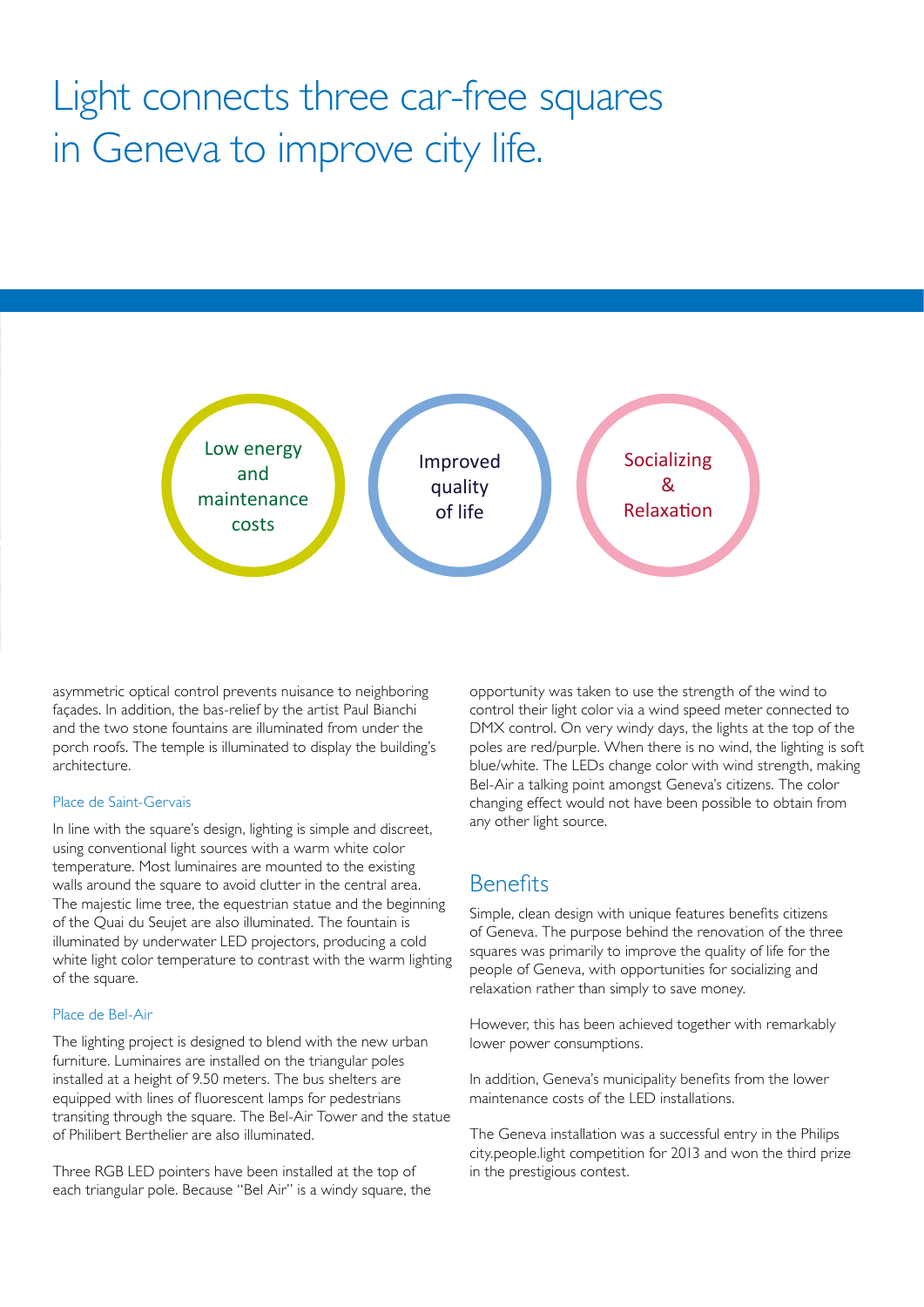# Light connects three car-free squares in Geneva to improve city life.

Low energy and maintenance costs

Improved quality of life

Socializing & Relaxation

asymmetric optical control prevents nuisance to neighboring façades. In addition, the bas-relief by the artist Paul Bianchi and the two stone fountains are illuminated from under the porch roofs. The temple is illuminated to display the building's architecture.

### Place de Saint-Gervais

In line with the square's design, lighting is simple and discreet, using conventional light sources with a warm white color temperature. Most luminaires are mounted to the existing walls around the square to avoid clutter in the central area. The majestic lime tree, the equestrian statue and the beginning of the Quai du Seujet are also illuminated. The fountain is illuminated by underwater LED projectors, producing a cold white light color temperature to contrast with the warm lighting of the square.

### Place de Bel-Air

The lighting project is designed to blend with the new urban furniture. Luminaires are installed on the triangular poles installed at a height of 9.50 meters. The bus shelters are equipped with lines of fluorescent lamps for pedestrians transiting through the square. The Bel-Air Tower and the statue of Philibert Berthelier are also illuminated.

Three RGB LED pointers have been installed at the top of each triangular pole. Because "Bel Air" is a windy square, the opportunity was taken to use the strength of the wind to control their light color via a wind speed meter connected to DMX control. On very windy days, the lights at the top of the poles are red/purple. When there is no wind, the lighting is soft blue/white. The LEDs change color with wind strength, making Bel-Air a talking point amongst Geneva's citizens. The color changing effect would not have been possible to obtain from any other light source.

## Benefits

Simple, clean design with unique features benefits citizens of Geneva. The purpose behind the renovation of the three squares was primarily to improve the quality of life for the people of Geneva, with opportunities for socializing and relaxation rather than simply to save money.

However, this has been achieved together with remarkably lower power consumptions.

In addition, Geneva's municipality benefits from the lower maintenance costs of the LED installations.

The Geneva installation was a successful entry in the Philips city.people.light competition for 2013 and won the third prize in the prestigious contest.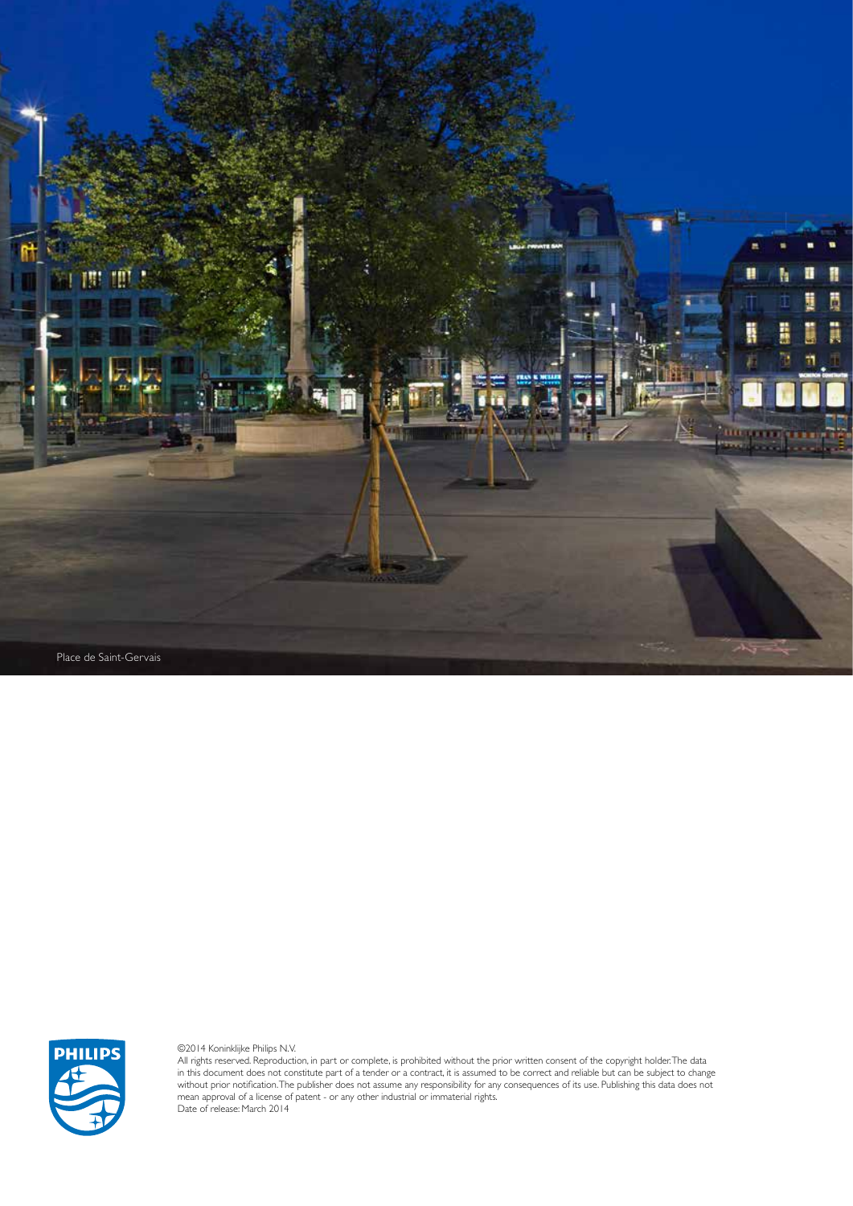Place de Saint-Gervais

©2014 Koninklijke Philips N.V.
All rights reserved. Reproduction, in part or complete, is prohibited without the prior written consent of the copyright holder. The data in this document does not constitute part of a tender or a contract, it is assumed to be correct and reliable but can be subject to change without prior notification. The publisher does not assume any responsibility for any consequences of its use. Publishing this data does not mean approval of a license of patent - or any other industrial or immaterial rights.
Date of release: March 2014